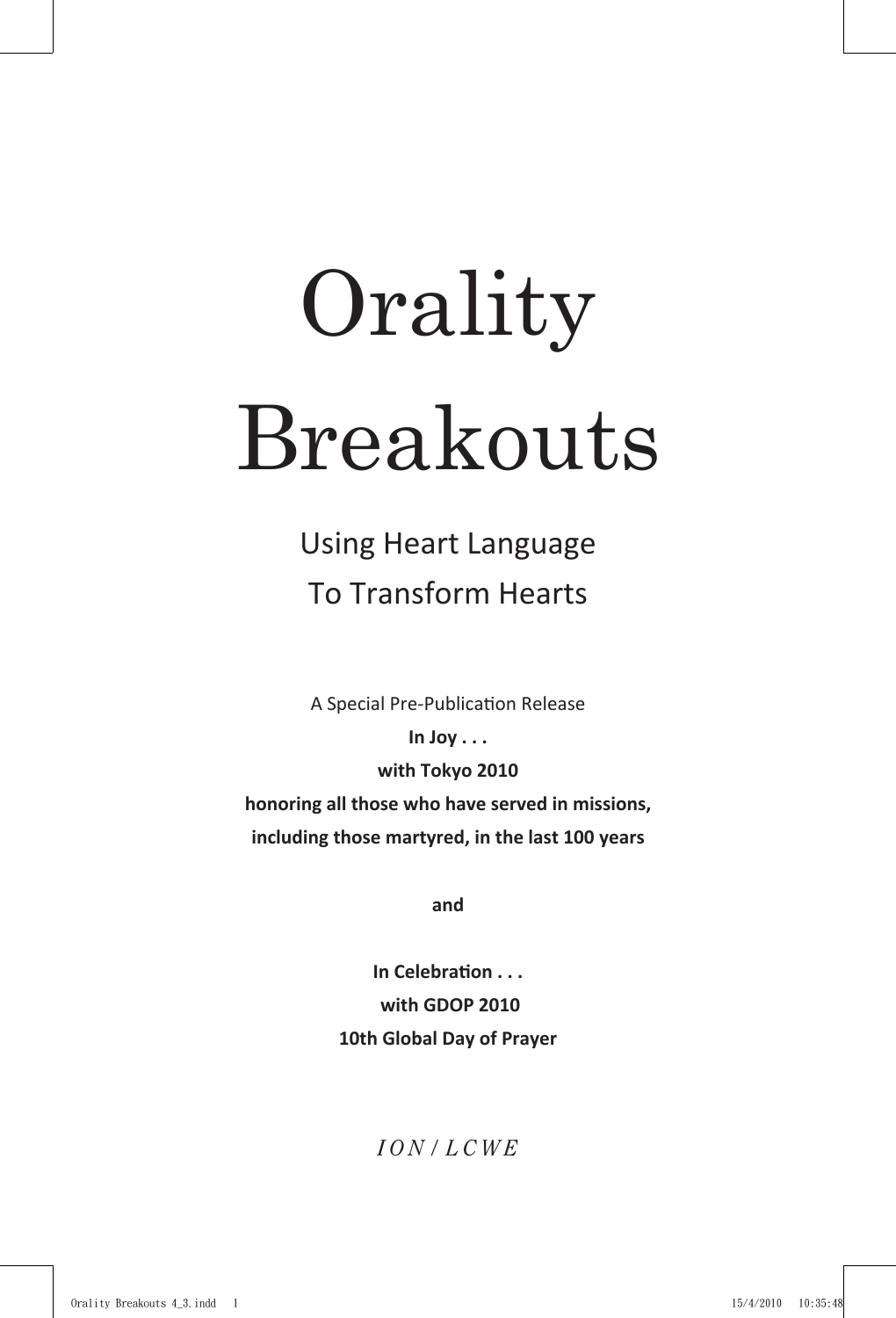# Orality Breakouts

## Using Heart Language To Transform Hearts

A Special Pre-Publication Release

**In Joy . . .**

**with Tokyo 2010**

**honoring all those who have served in missions, including those martyred, in the last 100 years**

**and**

**In Celebration . . .**

**with GDOP 2010**

**10th Global Day of Prayer**

*ION / LCWE*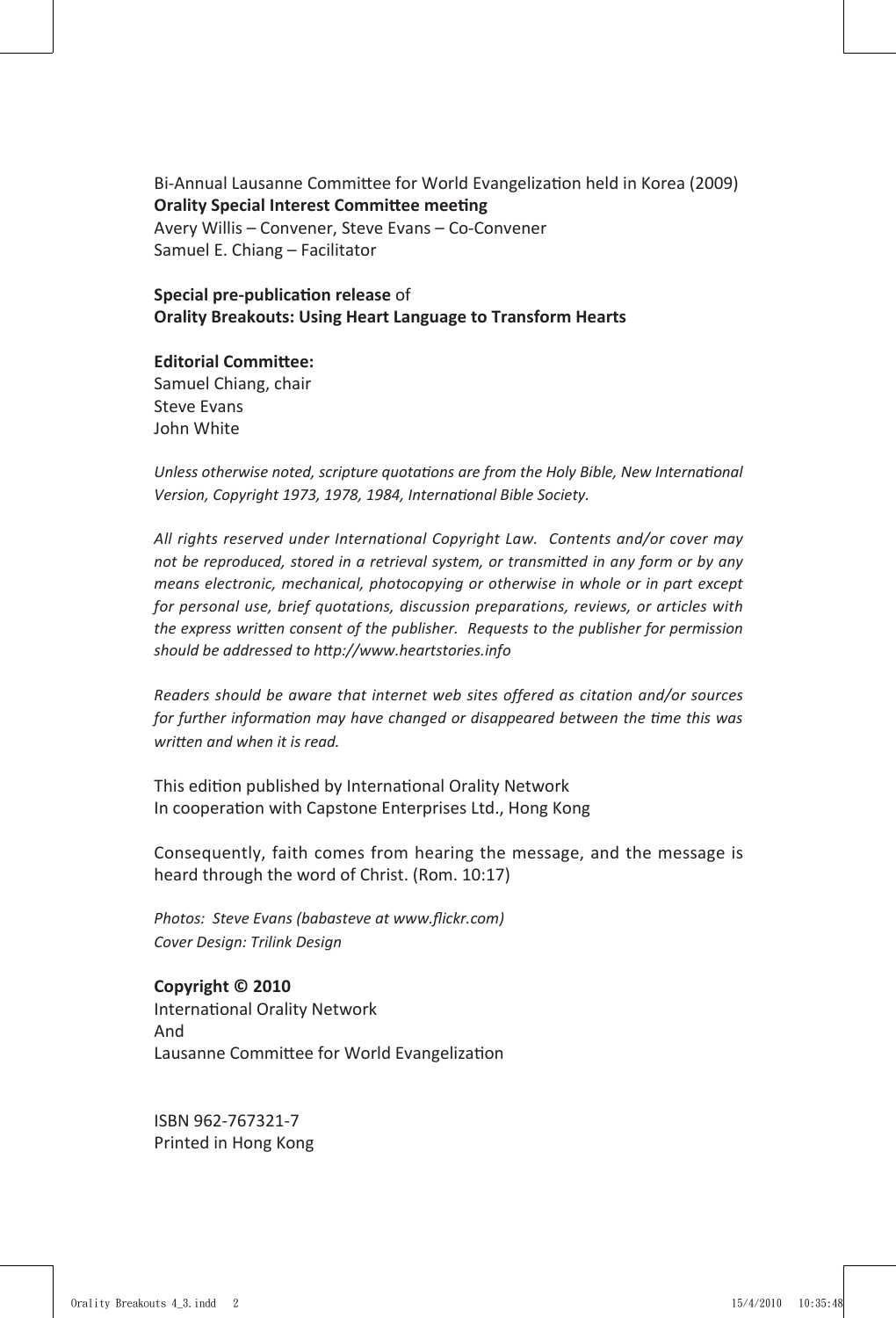Bi-Annual Lausanne Committee for World Evangelization held in Korea (2009)
**Orality Special Interest Committee meeting**
Avery Willis – Convener, Steve Evans – Co-Convener
Samuel E. Chiang – Facilitator

**Special pre-publication release** of
**Orality Breakouts: Using Heart Language to Transform Hearts**

**Editorial Committee:**
Samuel Chiang, chair
Steve Evans
John White

*Unless otherwise noted, scripture quotations are from the Holy Bible, New International Version, Copyright 1973, 1978, 1984, International Bible Society.*

*All rights reserved under International Copyright Law. Contents and/or cover may not be reproduced, stored in a retrieval system, or transmitted in any form or by any means electronic, mechanical, photocopying or otherwise in whole or in part except for personal use, brief quotations, discussion preparations, reviews, or articles with the express written consent of the publisher. Requests to the publisher for permission should be addressed to http://www.heartstories.info*

*Readers should be aware that internet web sites offered as citation and/or sources for further information may have changed or disappeared between the time this was written and when it is read.*

This edition published by International Orality Network
In cooperation with Capstone Enterprises Ltd., Hong Kong

Consequently, faith comes from hearing the message, and the message is heard through the word of Christ. (Rom. 10:17)

*Photos: Steve Evans (babasteve at www.flickr.com)*
*Cover Design: Trilink Design*

**Copyright © 2010**
International Orality Network
And
Lausanne Committee for World Evangelization

ISBN 962-767321-7
Printed in Hong Kong